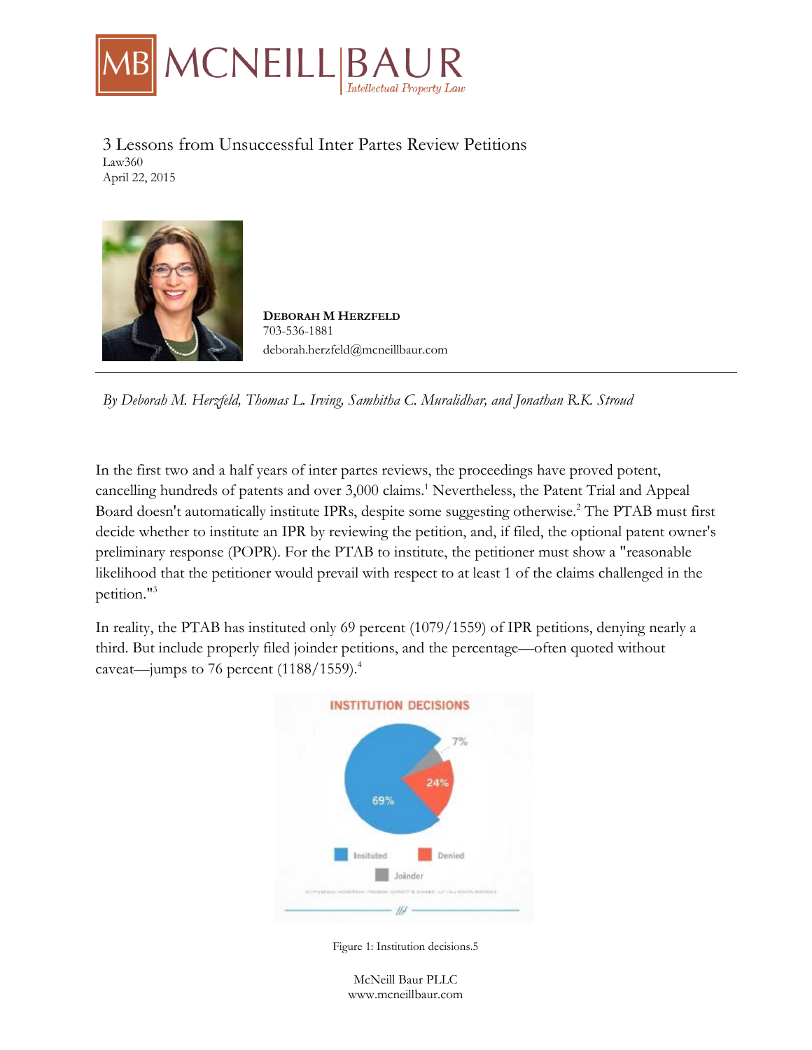# 3 Lessons from Unsuccessful Inter Partes Review Petitions

Law360
April 22, 2015

**DEBORAH M HERZFELD**
703-536-1881
deborah.herzfeld@mcneillbaur.com

*By Deborah M. Herzfeld, Thomas L. Irving, Sambitha C. Muralidhar, and Jonathan R.K. Stroud*

In the first two and a half years of inter partes reviews, the proceedings have proved potent, cancelling hundreds of patents and over 3,000 claims.[1] Nevertheless, the Patent Trial and Appeal Board doesn't automatically institute IPRs, despite some suggesting otherwise.[2] The PTAB must first decide whether to institute an IPR by reviewing the petition, and, if filed, the optional patent owner's preliminary response (POPR). For the PTAB to institute, the petitioner must show a "reasonable likelihood that the petitioner would prevail with respect to at least 1 of the claims challenged in the petition."[3]

In reality, the PTAB has instituted only 69 percent (1079/1559) of IPR petitions, denying nearly a third. But include properly filed joinder petitions, and the percentage—often quoted without caveat—jumps to 76 percent (1188/1559).[4]

Figure 1: Institution decisions.5

McNeill Baur PLLC
www.mcneillbaur.com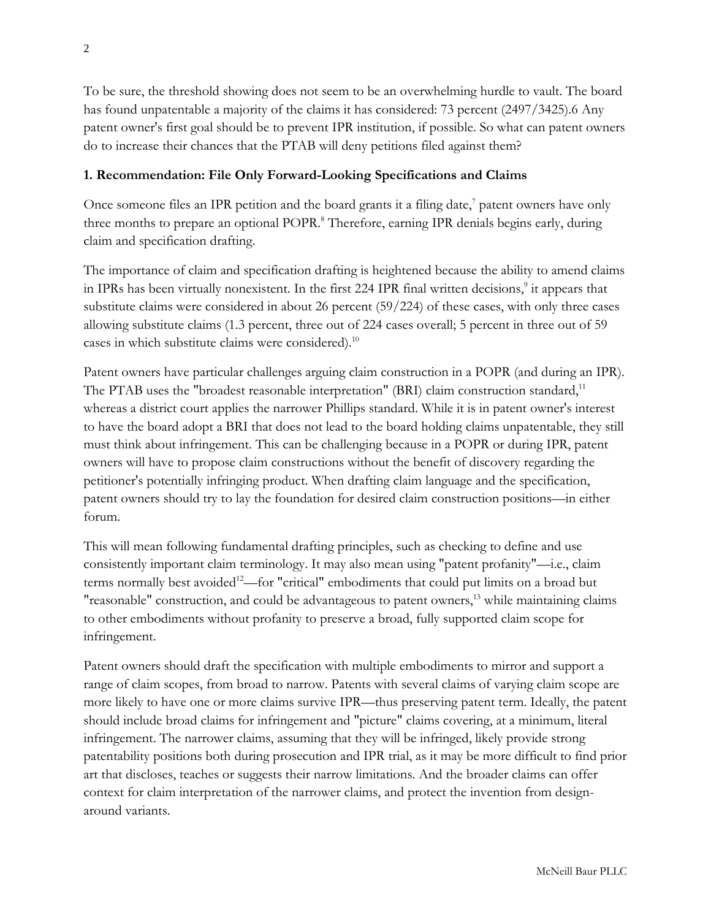To be sure, the threshold showing does not seem to be an overwhelming hurdle to vault. The board has found unpatentable a majority of the claims it has considered: 73 percent (2497/3425).6 Any patent owner's first goal should be to prevent IPR institution, if possible. So what can patent owners do to increase their chances that the PTAB will deny petitions filed against them?

**1. Recommendation: File Only Forward-Looking Specifications and Claims**

Once someone files an IPR petition and the board grants it a filing date,[7] patent owners have only three months to prepare an optional POPR.[8] Therefore, earning IPR denials begins early, during claim and specification drafting.

The importance of claim and specification drafting is heightened because the ability to amend claims in IPRs has been virtually nonexistent. In the first 224 IPR final written decisions,[9] it appears that substitute claims were considered in about 26 percent (59/224) of these cases, with only three cases allowing substitute claims (1.3 percent, three out of 224 cases overall; 5 percent in three out of 59 cases in which substitute claims were considered).[10]

Patent owners have particular challenges arguing claim construction in a POPR (and during an IPR). The PTAB uses the "broadest reasonable interpretation" (BRI) claim construction standard,[11] whereas a district court applies the narrower Phillips standard. While it is in patent owner's interest to have the board adopt a BRI that does not lead to the board holding claims unpatentable, they still must think about infringement. This can be challenging because in a POPR or during IPR, patent owners will have to propose claim constructions without the benefit of discovery regarding the petitioner's potentially infringing product. When drafting claim language and the specification, patent owners should try to lay the foundation for desired claim construction positions—in either forum.

This will mean following fundamental drafting principles, such as checking to define and use consistently important claim terminology. It may also mean using "patent profanity"—i.e., claim terms normally best avoided[12]—for "critical" embodiments that could put limits on a broad but "reasonable" construction, and could be advantageous to patent owners,[13] while maintaining claims to other embodiments without profanity to preserve a broad, fully supported claim scope for infringement.

Patent owners should draft the specification with multiple embodiments to mirror and support a range of claim scopes, from broad to narrow. Patents with several claims of varying claim scope are more likely to have one or more claims survive IPR—thus preserving patent term. Ideally, the patent should include broad claims for infringement and "picture" claims covering, at a minimum, literal infringement. The narrower claims, assuming that they will be infringed, likely provide strong patentability positions both during prosecution and IPR trial, as it may be more difficult to find prior art that discloses, teaches or suggests their narrow limitations. And the broader claims can offer context for claim interpretation of the narrower claims, and protect the invention from design-around variants.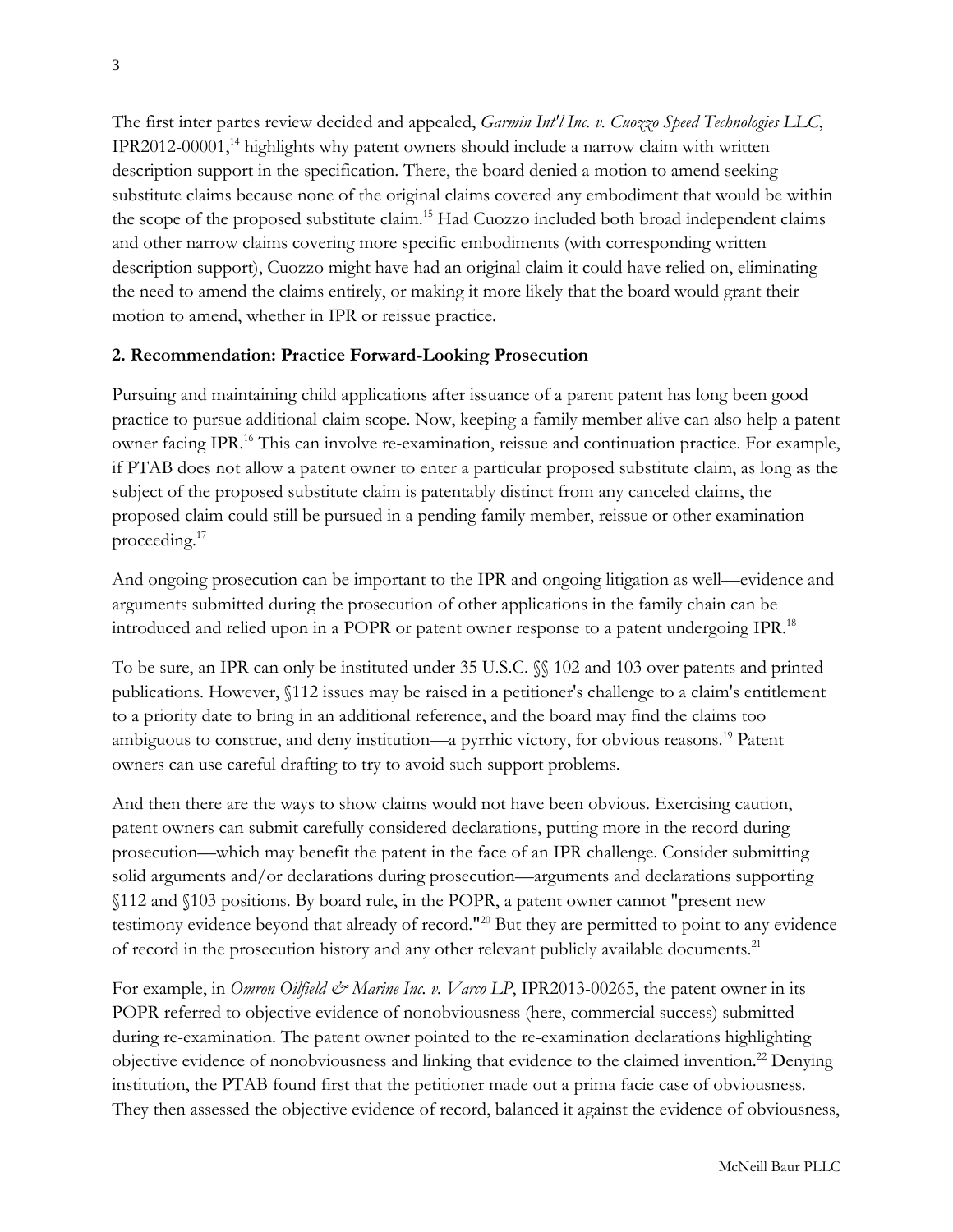The first inter partes review decided and appealed, *Garmin Int'l Inc. v. Cuozzo Speed Technologies LLC*, IPR2012-00001,[14] highlights why patent owners should include a narrow claim with written description support in the specification. There, the board denied a motion to amend seeking substitute claims because none of the original claims covered any embodiment that would be within the scope of the proposed substitute claim.[15] Had Cuozzo included both broad independent claims and other narrow claims covering more specific embodiments (with corresponding written description support), Cuozzo might have had an original claim it could have relied on, eliminating the need to amend the claims entirely, or making it more likely that the board would grant their motion to amend, whether in IPR or reissue practice.

**2. Recommendation: Practice Forward-Looking Prosecution**

Pursuing and maintaining child applications after issuance of a parent patent has long been good practice to pursue additional claim scope. Now, keeping a family member alive can also help a patent owner facing IPR.[16] This can involve re-examination, reissue and continuation practice. For example, if PTAB does not allow a patent owner to enter a particular proposed substitute claim, as long as the subject of the proposed substitute claim is patentably distinct from any canceled claims, the proposed claim could still be pursued in a pending family member, reissue or other examination proceeding.[17]

And ongoing prosecution can be important to the IPR and ongoing litigation as well—evidence and arguments submitted during the prosecution of other applications in the family chain can be introduced and relied upon in a POPR or patent owner response to a patent undergoing IPR.[18]

To be sure, an IPR can only be instituted under 35 U.S.C. §§ 102 and 103 over patents and printed publications. However, §112 issues may be raised in a petitioner's challenge to a claim's entitlement to a priority date to bring in an additional reference, and the board may find the claims too ambiguous to construe, and deny institution—a pyrrhic victory, for obvious reasons.[19] Patent owners can use careful drafting to try to avoid such support problems.

And then there are the ways to show claims would not have been obvious. Exercising caution, patent owners can submit carefully considered declarations, putting more in the record during prosecution—which may benefit the patent in the face of an IPR challenge. Consider submitting solid arguments and/or declarations during prosecution—arguments and declarations supporting §112 and §103 positions. By board rule, in the POPR, a patent owner cannot "present new testimony evidence beyond that already of record."[20] But they are permitted to point to any evidence of record in the prosecution history and any other relevant publicly available documents.[21]

For example, in *Omron Oilfield & Marine Inc. v. Varco LP*, IPR2013-00265, the patent owner in its POPR referred to objective evidence of nonobviousness (here, commercial success) submitted during re-examination. The patent owner pointed to the re-examination declarations highlighting objective evidence of nonobviousness and linking that evidence to the claimed invention.[22] Denying institution, the PTAB found first that the petitioner made out a prima facie case of obviousness. They then assessed the objective evidence of record, balanced it against the evidence of obviousness,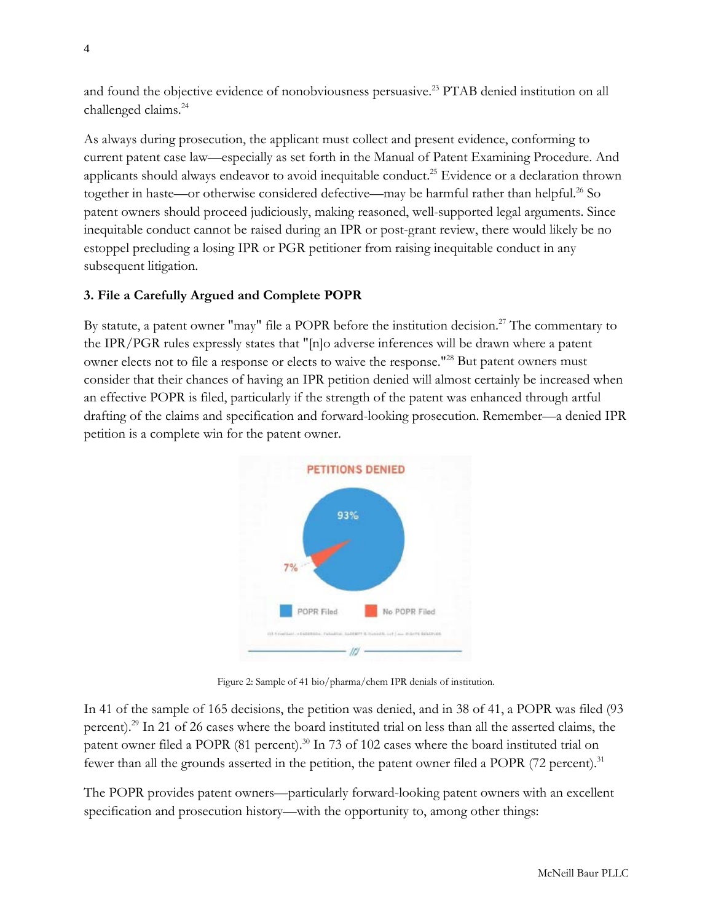and found the objective evidence of nonobviousness persuasive.[23] PTAB denied institution on all challenged claims.[24]

As always during prosecution, the applicant must collect and present evidence, conforming to current patent case law—especially as set forth in the Manual of Patent Examining Procedure. And applicants should always endeavor to avoid inequitable conduct.[25] Evidence or a declaration thrown together in haste—or otherwise considered defective—may be harmful rather than helpful.[26] So patent owners should proceed judiciously, making reasoned, well-supported legal arguments. Since inequitable conduct cannot be raised during an IPR or post-grant review, there would likely be no estoppel precluding a losing IPR or PGR petitioner from raising inequitable conduct in any subsequent litigation.

### 3. File a Carefully Argued and Complete POPR

By statute, a patent owner "may" file a POPR before the institution decision.[27] The commentary to the IPR/PGR rules expressly states that "[n]o adverse inferences will be drawn where a patent owner elects not to file a response or elects to waive the response."[28] But patent owners must consider that their chances of having an IPR petition denied will almost certainly be increased when an effective POPR is filed, particularly if the strength of the patent was enhanced through artful drafting of the claims and specification and forward-looking prosecution. Remember—a denied IPR petition is a complete win for the patent owner.

Figure 2: Sample of 41 bio/pharma/chem IPR denials of institution.

In 41 of the sample of 165 decisions, the petition was denied, and in 38 of 41, a POPR was filed (93 percent).[29] In 21 of 26 cases where the board instituted trial on less than all the asserted claims, the patent owner filed a POPR (81 percent).[30] In 73 of 102 cases where the board instituted trial on fewer than all the grounds asserted in the petition, the patent owner filed a POPR (72 percent).[31]

The POPR provides patent owners—particularly forward-looking patent owners with an excellent specification and prosecution history—with the opportunity to, among other things: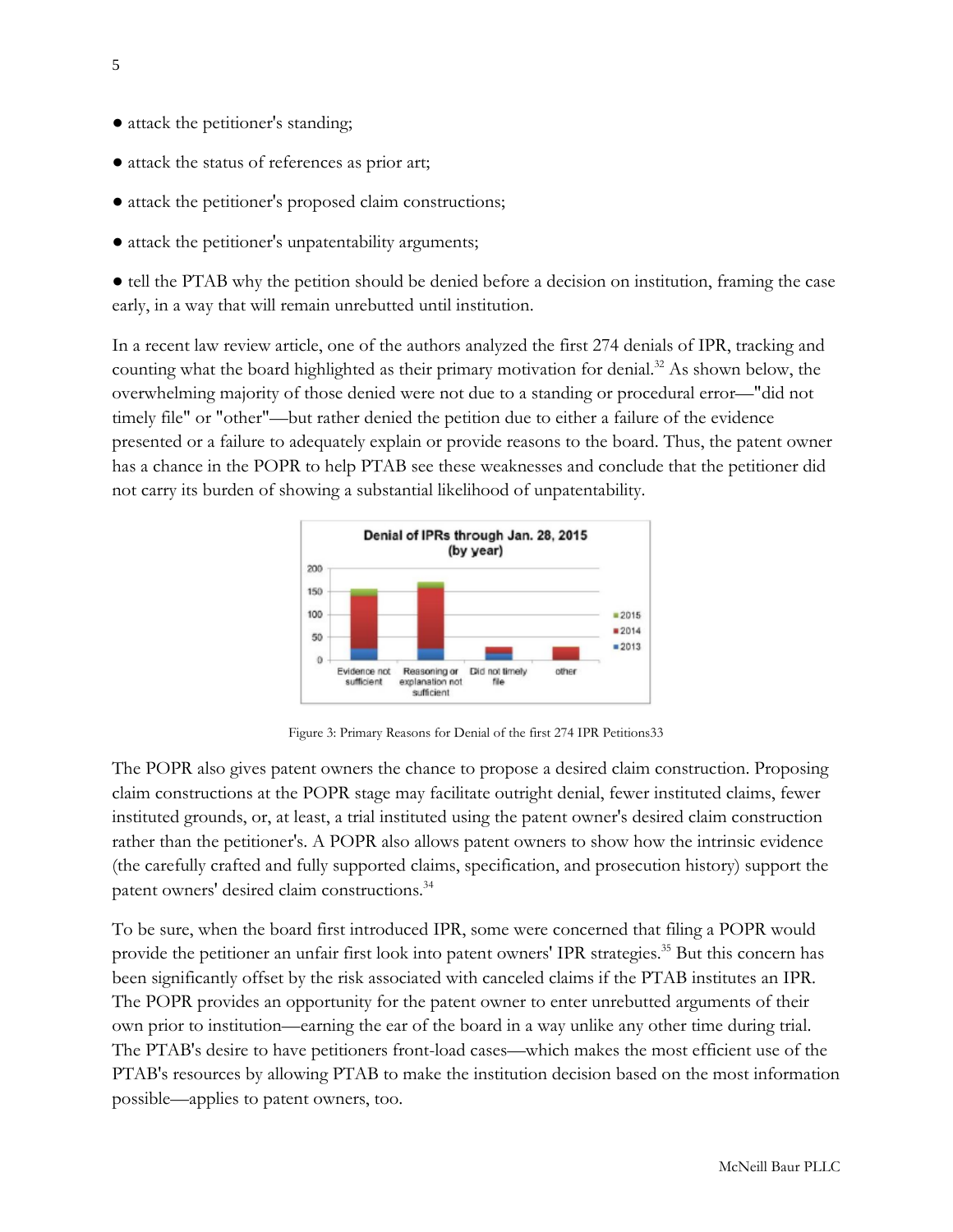- attack the petitioner's standing;
- attack the status of references as prior art;
- attack the petitioner's proposed claim constructions;
- attack the petitioner's unpatentability arguments;
- tell the PTAB why the petition should be denied before a decision on institution, framing the case early, in a way that will remain unrebutted until institution.

In a recent law review article, one of the authors analyzed the first 274 denials of IPR, tracking and counting what the board highlighted as their primary motivation for denial.[32] As shown below, the overwhelming majority of those denied were not due to a standing or procedural error—"did not timely file" or "other"—but rather denied the petition due to either a failure of the evidence presented or a failure to adequately explain or provide reasons to the board. Thus, the patent owner has a chance in the POPR to help PTAB see these weaknesses and conclude that the petitioner did not carry its burden of showing a substantial likelihood of unpatentability.

Figure 3: Primary Reasons for Denial of the first 274 IPR Petitions33

The POPR also gives patent owners the chance to propose a desired claim construction. Proposing claim constructions at the POPR stage may facilitate outright denial, fewer instituted claims, fewer instituted grounds, or, at least, a trial instituted using the patent owner's desired claim construction rather than the petitioner's. A POPR also allows patent owners to show how the intrinsic evidence (the carefully crafted and fully supported claims, specification, and prosecution history) support the patent owners' desired claim constructions.[34]

To be sure, when the board first introduced IPR, some were concerned that filing a POPR would provide the petitioner an unfair first look into patent owners' IPR strategies.[35] But this concern has been significantly offset by the risk associated with canceled claims if the PTAB institutes an IPR. The POPR provides an opportunity for the patent owner to enter unrebutted arguments of their own prior to institution—earning the ear of the board in a way unlike any other time during trial. The PTAB's desire to have petitioners front-load cases—which makes the most efficient use of the PTAB's resources by allowing PTAB to make the institution decision based on the most information possible—applies to patent owners, too.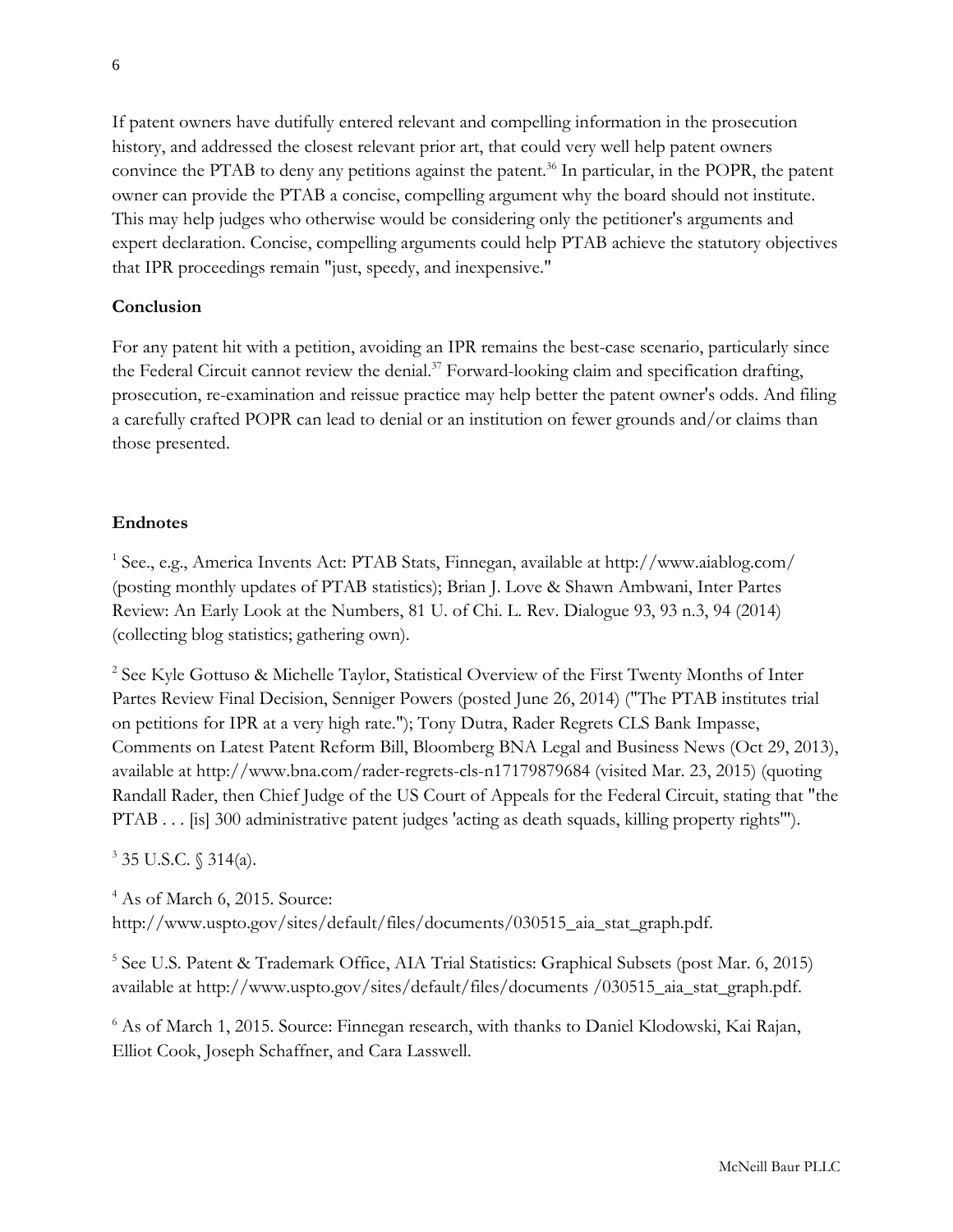If patent owners have dutifully entered relevant and compelling information in the prosecution history, and addressed the closest relevant prior art, that could very well help patent owners convince the PTAB to deny any petitions against the patent.[36] In particular, in the POPR, the patent owner can provide the PTAB a concise, compelling argument why the board should not institute. This may help judges who otherwise would be considering only the petitioner's arguments and expert declaration. Concise, compelling arguments could help PTAB achieve the statutory objectives that IPR proceedings remain "just, speedy, and inexpensive."

**Conclusion**

For any patent hit with a petition, avoiding an IPR remains the best-case scenario, particularly since the Federal Circuit cannot review the denial.[37] Forward-looking claim and specification drafting, prosecution, re-examination and reissue practice may help better the patent owner's odds. And filing a carefully crafted POPR can lead to denial or an institution on fewer grounds and/or claims than those presented.

**Endnotes**

[1] See., e.g., America Invents Act: PTAB Stats, Finnegan, available at http://www.aiablog.com/ (posting monthly updates of PTAB statistics); Brian J. Love & Shawn Ambwani, Inter Partes Review: An Early Look at the Numbers, 81 U. of Chi. L. Rev. Dialogue 93, 93 n.3, 94 (2014) (collecting blog statistics; gathering own).

[2] See Kyle Gottuso & Michelle Taylor, Statistical Overview of the First Twenty Months of Inter Partes Review Final Decision, Senniger Powers (posted June 26, 2014) ("The PTAB institutes trial on petitions for IPR at a very high rate."); Tony Dutra, Rader Regrets CLS Bank Impasse, Comments on Latest Patent Reform Bill, Bloomberg BNA Legal and Business News (Oct 29, 2013), available at http://www.bna.com/rader-regrets-cls-n17179879684 (visited Mar. 23, 2015) (quoting Randall Rader, then Chief Judge of the US Court of Appeals for the Federal Circuit, stating that "the PTAB . . . [is] 300 administrative patent judges 'acting as death squads, killing property rights'").

[3] 35 U.S.C. § 314(a).

[4] As of March 6, 2015. Source: http://www.uspto.gov/sites/default/files/documents/030515_aia_stat_graph.pdf.

[5] See U.S. Patent & Trademark Office, AIA Trial Statistics: Graphical Subsets (post Mar. 6, 2015) available at http://www.uspto.gov/sites/default/files/documents /030515_aia_stat_graph.pdf.

[6] As of March 1, 2015. Source: Finnegan research, with thanks to Daniel Klodowski, Kai Rajan, Elliot Cook, Joseph Schaffner, and Cara Lasswell.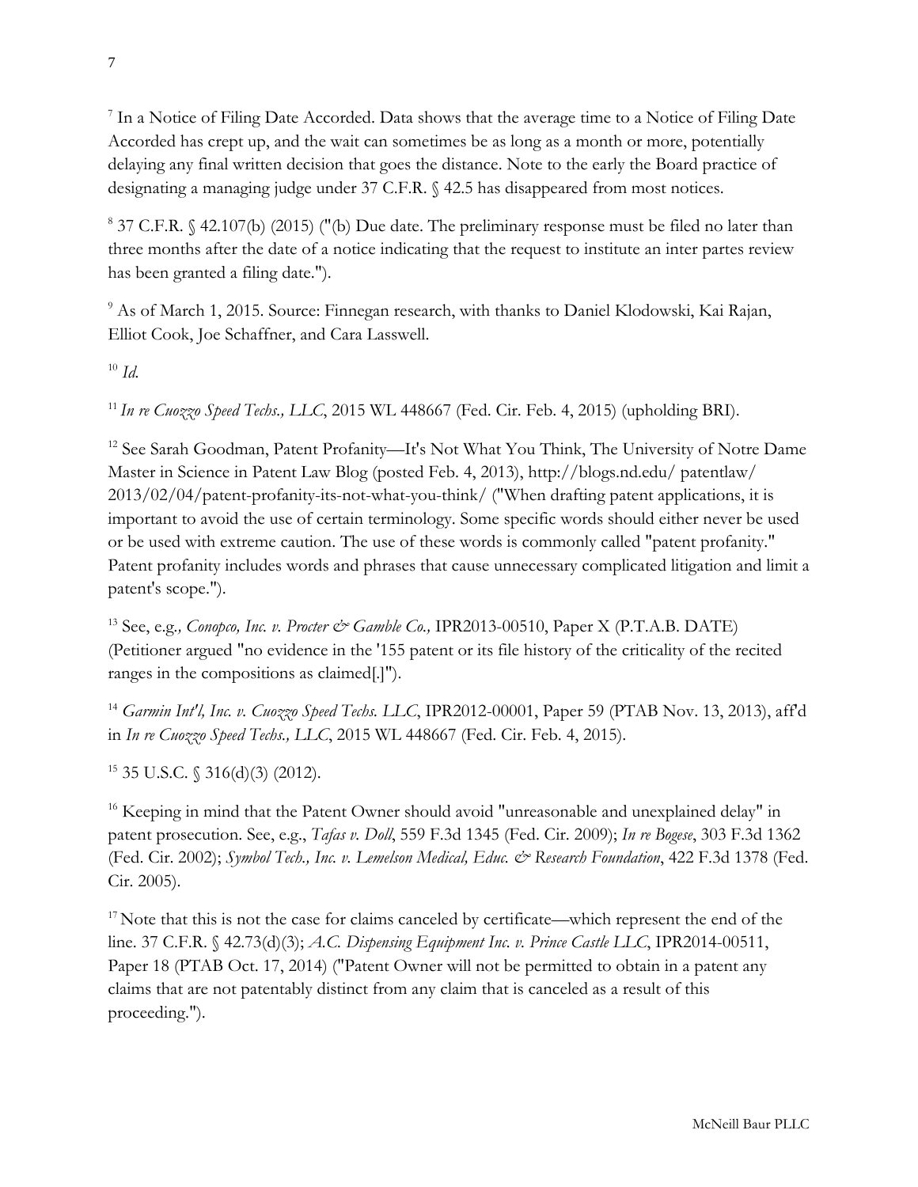[7] In a Notice of Filing Date Accorded. Data shows that the average time to a Notice of Filing Date Accorded has crept up, and the wait can sometimes be as long as a month or more, potentially delaying any final written decision that goes the distance. Note to the early the Board practice of designating a managing judge under 37 C.F.R. § 42.5 has disappeared from most notices.

[8] 37 C.F.R. § 42.107(b) (2015) ("(b) Due date. The preliminary response must be filed no later than three months after the date of a notice indicating that the request to institute an inter partes review has been granted a filing date.").

[9] As of March 1, 2015. Source: Finnegan research, with thanks to Daniel Klodowski, Kai Rajan, Elliot Cook, Joe Schaffner, and Cara Lasswell.

[10] *Id.*

[11] *In re Cuozzo Speed Techs., LLC*, 2015 WL 448667 (Fed. Cir. Feb. 4, 2015) (upholding BRI).

[12] See Sarah Goodman, Patent Profanity—It's Not What You Think, The University of Notre Dame Master in Science in Patent Law Blog (posted Feb. 4, 2013), http://blogs.nd.edu/ patentlaw/ 2013/02/04/patent-profanity-its-not-what-you-think/ ("When drafting patent applications, it is important to avoid the use of certain terminology. Some specific words should either never be used or be used with extreme caution. The use of these words is commonly called "patent profanity." Patent profanity includes words and phrases that cause unnecessary complicated litigation and limit a patent's scope.").

[13] See, e.g*., Conopco, Inc. v. Procter & Gamble Co.,* IPR2013-00510, Paper X (P.T.A.B. DATE) (Petitioner argued "no evidence in the '155 patent or its file history of the criticality of the recited ranges in the compositions as claimed[.]").

[14] *Garmin Int'l, Inc. v. Cuozzo Speed Techs. LLC*, IPR2012-00001, Paper 59 (PTAB Nov. 13, 2013), aff'd in *In re Cuozzo Speed Techs., LLC*, 2015 WL 448667 (Fed. Cir. Feb. 4, 2015).

[15] 35 U.S.C. § 316(d)(3) (2012).

[16] Keeping in mind that the Patent Owner should avoid "unreasonable and unexplained delay" in patent prosecution. See, e.g., *Tafas v. Doll*, 559 F.3d 1345 (Fed. Cir. 2009); *In re Bogese*, 303 F.3d 1362 (Fed. Cir. 2002); *Symbol Tech., Inc. v. Lemelson Medical, Educ. & Research Foundation*, 422 F.3d 1378 (Fed. Cir. 2005).

[17] Note that this is not the case for claims canceled by certificate—which represent the end of the line. 37 C.F.R. § 42.73(d)(3); *A.C. Dispensing Equipment Inc. v. Prince Castle LLC*, IPR2014-00511, Paper 18 (PTAB Oct. 17, 2014) ("Patent Owner will not be permitted to obtain in a patent any claims that are not patentably distinct from any claim that is canceled as a result of this proceeding.").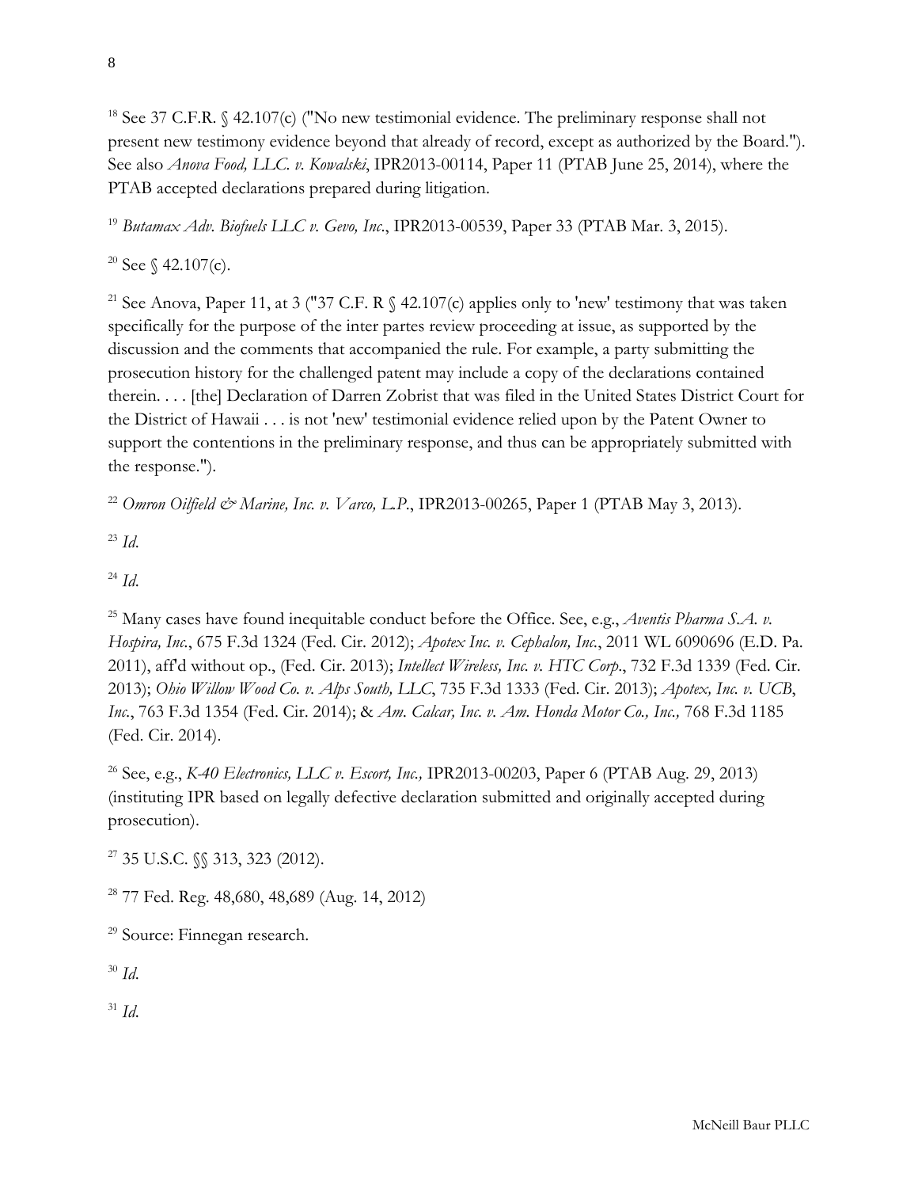[18] See 37 C.F.R. § 42.107(c) ("No new testimonial evidence. The preliminary response shall not present new testimony evidence beyond that already of record, except as authorized by the Board."). See also *Anova Food, LLC. v. Kowalski*, IPR2013-00114, Paper 11 (PTAB June 25, 2014), where the PTAB accepted declarations prepared during litigation.

[19] *Butamax Adv. Biofuels LLC v. Gevo, Inc.*, IPR2013-00539, Paper 33 (PTAB Mar. 3, 2015).

[20] See § 42.107(c).

[21] See Anova, Paper 11, at 3 ("37 C.F. R § 42.107(c) applies only to 'new' testimony that was taken specifically for the purpose of the inter partes review proceeding at issue, as supported by the discussion and the comments that accompanied the rule. For example, a party submitting the prosecution history for the challenged patent may include a copy of the declarations contained therein. . . . [the] Declaration of Darren Zobrist that was filed in the United States District Court for the District of Hawaii . . . is not 'new' testimonial evidence relied upon by the Patent Owner to support the contentions in the preliminary response, and thus can be appropriately submitted with the response.").

[22] *Omron Oilfield & Marine, Inc. v. Varco, L.P.*, IPR2013-00265, Paper 1 (PTAB May 3, 2013).

[23] *Id.*

[24] *Id.*

[25] Many cases have found inequitable conduct before the Office. See, e.g., *Aventis Pharma S.A. v. Hospira, Inc.*, 675 F.3d 1324 (Fed. Cir. 2012); *Apotex Inc. v. Cephalon, Inc.*, 2011 WL 6090696 (E.D. Pa. 2011), aff'd without op., (Fed. Cir. 2013); *Intellect Wireless, Inc. v. HTC Corp.*, 732 F.3d 1339 (Fed. Cir. 2013); *Ohio Willow Wood Co. v. Alps South, LLC*, 735 F.3d 1333 (Fed. Cir. 2013); *Apotex, Inc. v. UCB, Inc.*, 763 F.3d 1354 (Fed. Cir. 2014); & *Am. Calcar, Inc. v. Am. Honda Motor Co., Inc.,* 768 F.3d 1185 (Fed. Cir. 2014).

[26] See, e.g., *K-40 Electronics, LLC v. Escort, Inc.,* IPR2013-00203, Paper 6 (PTAB Aug. 29, 2013) (instituting IPR based on legally defective declaration submitted and originally accepted during prosecution).

[27] 35 U.S.C. §§ 313, 323 (2012).

[28] 77 Fed. Reg. 48,680, 48,689 (Aug. 14, 2012)

[29] Source: Finnegan research.

[30] *Id.*

[31] *Id.*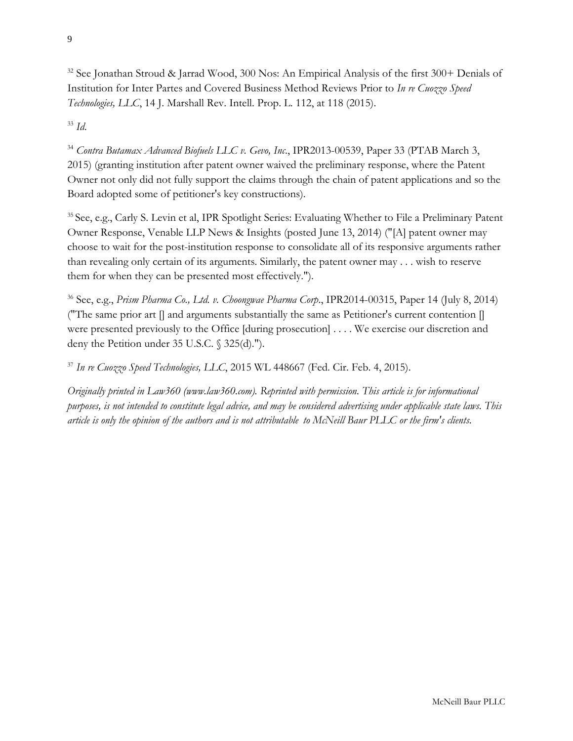[32] See Jonathan Stroud & Jarrad Wood, 300 Nos: An Empirical Analysis of the first 300+ Denials of Institution for Inter Partes and Covered Business Method Reviews Prior to *In re Cuozzo Speed Technologies, LLC*, 14 J. Marshall Rev. Intell. Prop. L. 112, at 118 (2015).

[33] *Id.*

[34] *Contra Butamax Advanced Biofuels LLC v. Gevo, Inc.*, IPR2013-00539, Paper 33 (PTAB March 3, 2015) (granting institution after patent owner waived the preliminary response, where the Patent Owner not only did not fully support the claims through the chain of patent applications and so the Board adopted some of petitioner's key constructions).

[35] See, e.g., Carly S. Levin et al, IPR Spotlight Series: Evaluating Whether to File a Preliminary Patent Owner Response, Venable LLP News & Insights (posted June 13, 2014) ("[A] patent owner may choose to wait for the post-institution response to consolidate all of its responsive arguments rather than revealing only certain of its arguments. Similarly, the patent owner may . . . wish to reserve them for when they can be presented most effectively.").

[36] See, e.g., *Prism Pharma Co., Ltd. v. Choongwae Pharma Corp.*, IPR2014-00315, Paper 14 (July 8, 2014) ("The same prior art [] and arguments substantially the same as Petitioner's current contention [] were presented previously to the Office [during prosecution] . . . . We exercise our discretion and deny the Petition under 35 U.S.C. § 325(d).").

[37] *In re Cuozzo Speed Technologies, LLC*, 2015 WL 448667 (Fed. Cir. Feb. 4, 2015).

*Originally printed in Law360 (www.law360.com). Reprinted with permission. This article is for informational purposes, is not intended to constitute legal advice, and may be considered advertising under applicable state laws. This article is only the opinion of the authors and is not attributable to McNeill Baur PLLC or the firm's clients.*